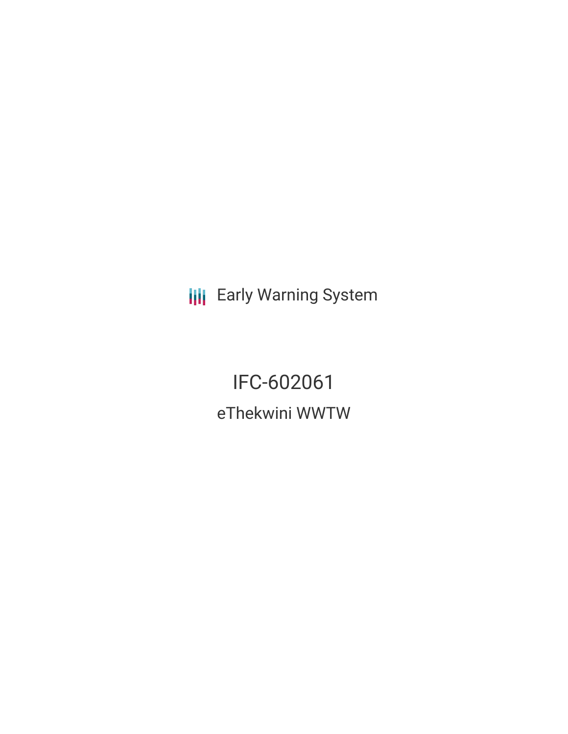Early Warning System

# IFC-602061

## eThekwini WWTW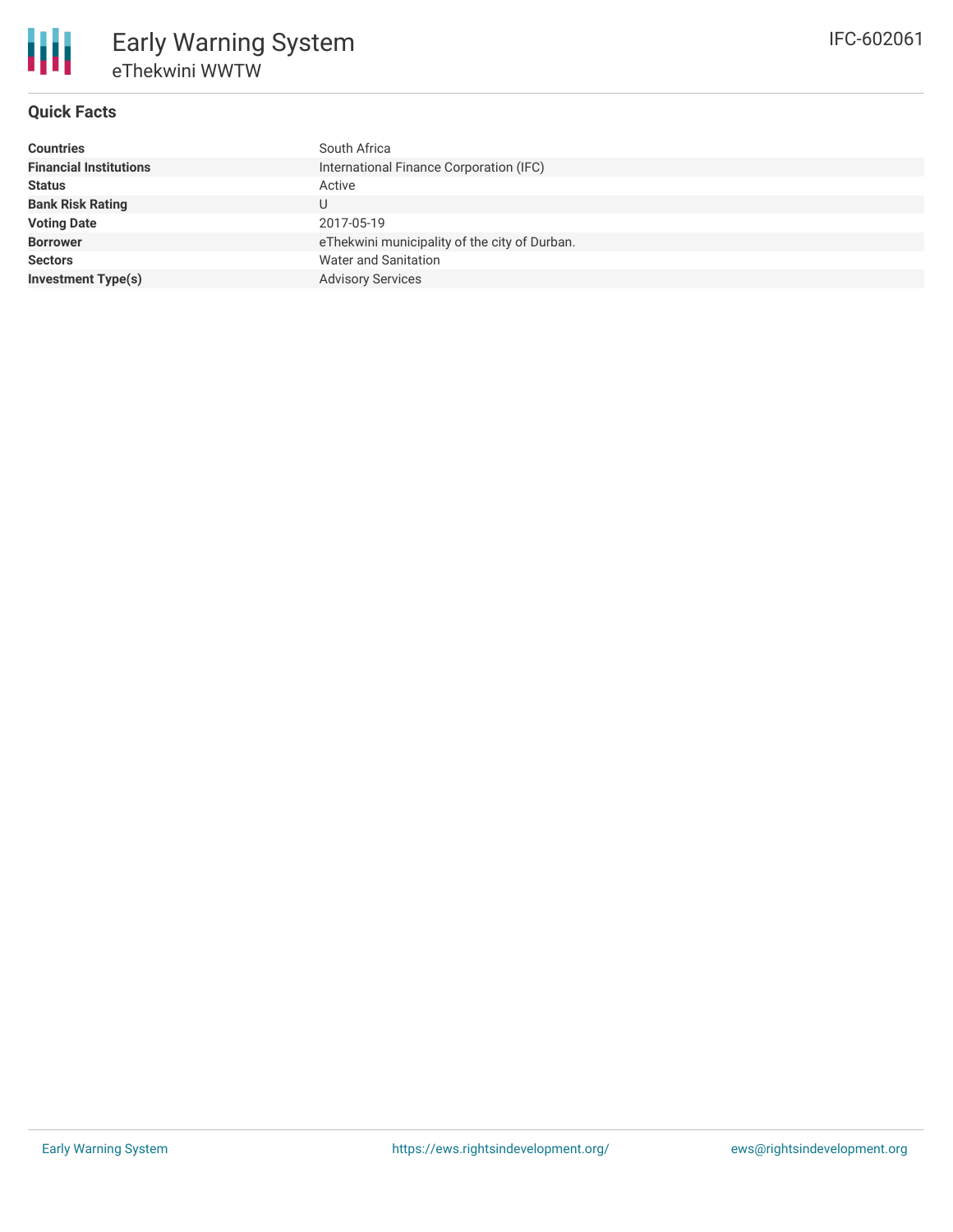# Early Warning System

## eThekwini WWTW

IFC-602061

### Quick Facts

| | |
|---|---|
| **Countries** | South Africa |
| **Financial Institutions** | International Finance Corporation (IFC) |
| **Status** | Active |
| **Bank Risk Rating** | U |
| **Voting Date** | 2017-05-19 |
| **Borrower** | eThekwini municipality of the city of Durban. |
| **Sectors** | Water and Sanitation |
| **Investment Type(s)** | Advisory Services |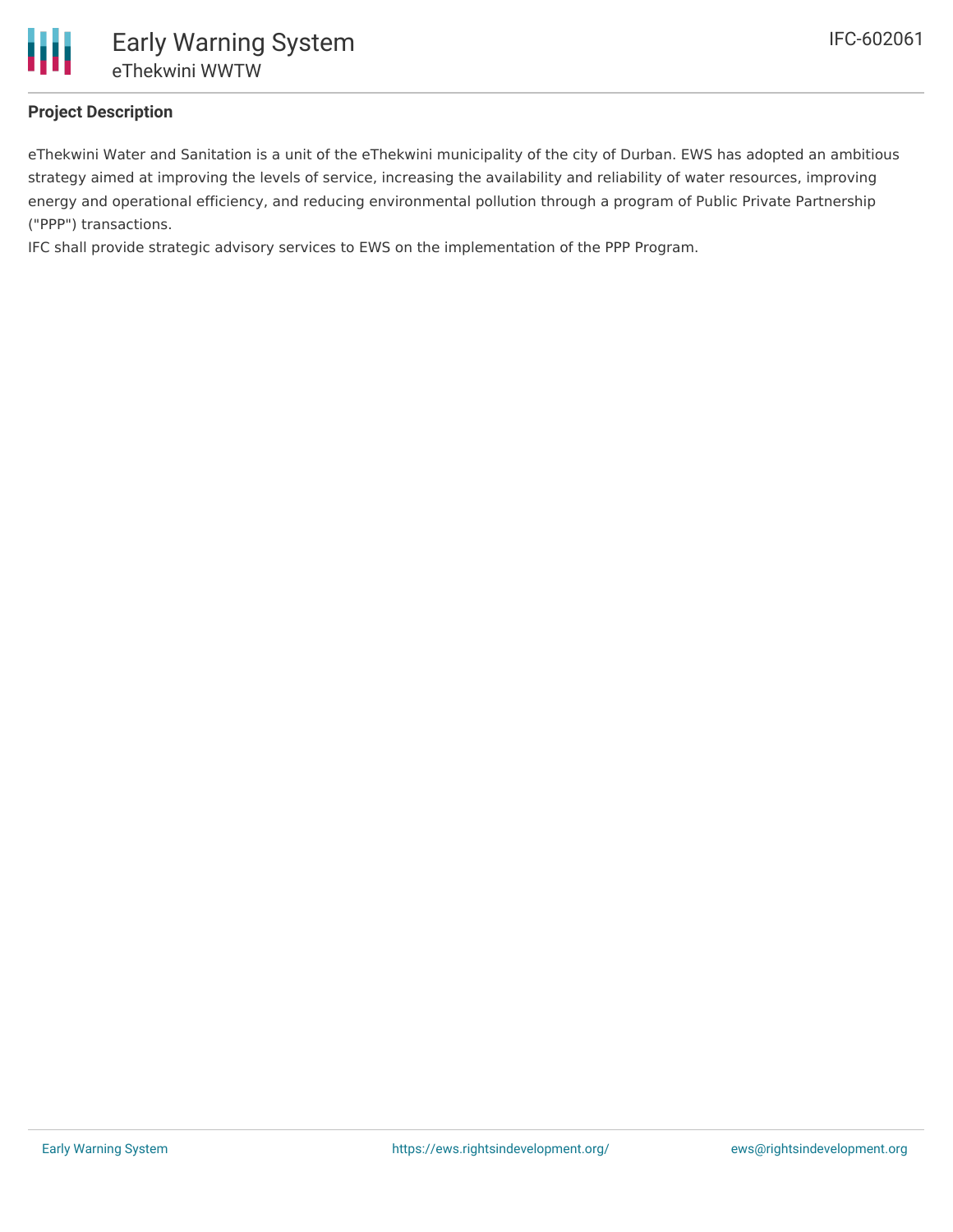### Project Description

eThekwini Water and Sanitation is a unit of the eThekwini municipality of the city of Durban. EWS has adopted an ambitious strategy aimed at improving the levels of service, increasing the availability and reliability of water resources, improving energy and operational efficiency, and reducing environmental pollution through a program of Public Private Partnership ("PPP") transactions.

IFC shall provide strategic advisory services to EWS on the implementation of the PPP Program.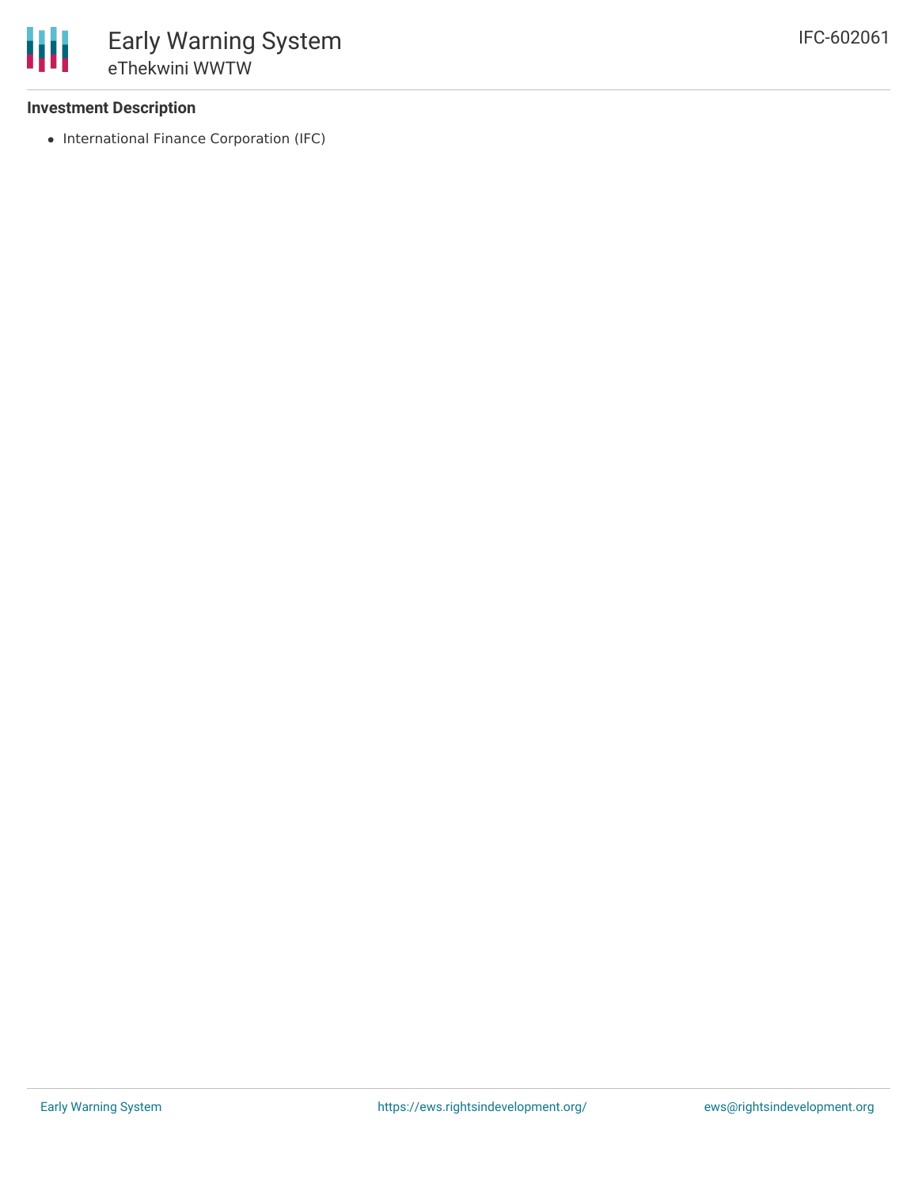### Investment Description

- International Finance Corporation (IFC)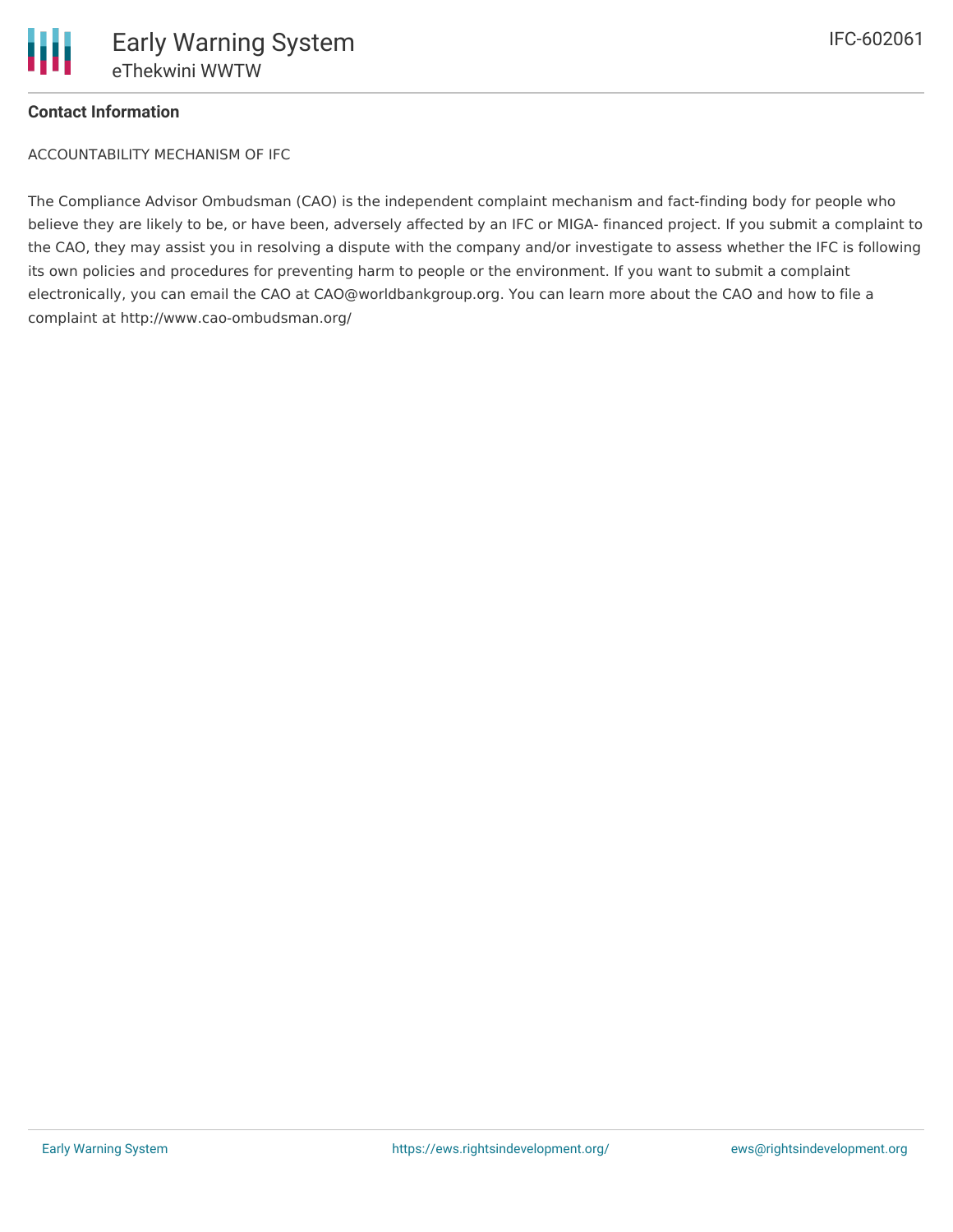**Contact Information**

ACCOUNTABILITY MECHANISM OF IFC

The Compliance Advisor Ombudsman (CAO) is the independent complaint mechanism and fact-finding body for people who believe they are likely to be, or have been, adversely affected by an IFC or MIGA- financed project. If you submit a complaint to the CAO, they may assist you in resolving a dispute with the company and/or investigate to assess whether the IFC is following its own policies and procedures for preventing harm to people or the environment. If you want to submit a complaint electronically, you can email the CAO at CAO@worldbankgroup.org. You can learn more about the CAO and how to file a complaint at http://www.cao-ombudsman.org/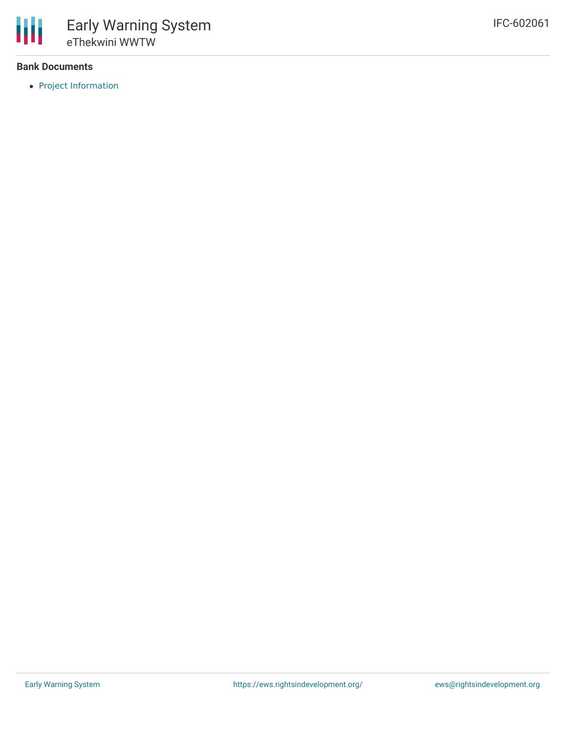**Bank Documents**

- Project Information